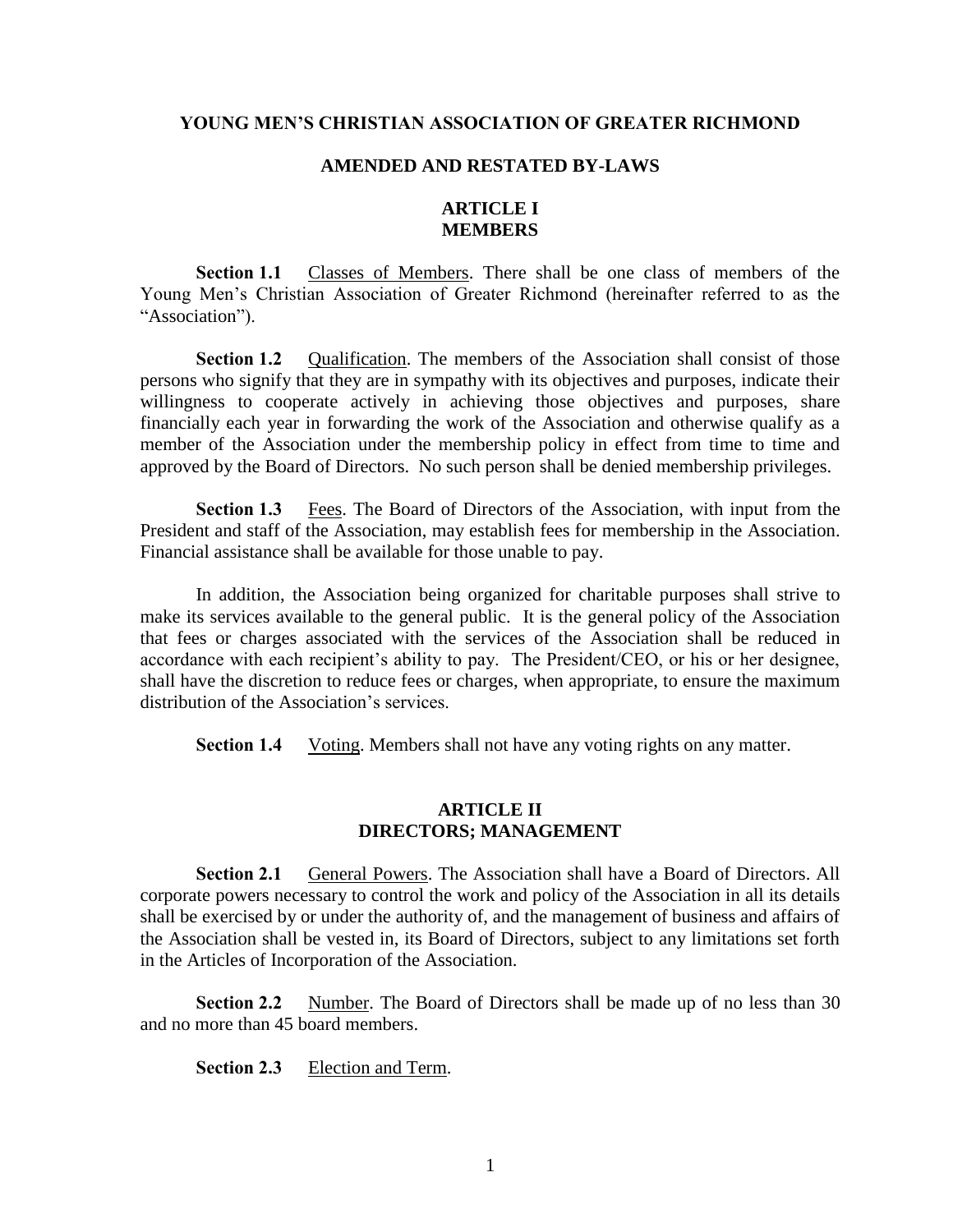# YOUNG MEN'S CHRISTIAN ASSOCIATION OF GREATER RICHMOND

## AMENDED AND RESTATED BY-LAWS

## ARTICLE I
## MEMBERS

**Section 1.1** Classes of Members. There shall be one class of members of the Young Men's Christian Association of Greater Richmond (hereinafter referred to as the "Association").

**Section 1.2** Qualification. The members of the Association shall consist of those persons who signify that they are in sympathy with its objectives and purposes, indicate their willingness to cooperate actively in achieving those objectives and purposes, share financially each year in forwarding the work of the Association and otherwise qualify as a member of the Association under the membership policy in effect from time to time and approved by the Board of Directors. No such person shall be denied membership privileges.

**Section 1.3** Fees. The Board of Directors of the Association, with input from the President and staff of the Association, may establish fees for membership in the Association. Financial assistance shall be available for those unable to pay.

In addition, the Association being organized for charitable purposes shall strive to make its services available to the general public. It is the general policy of the Association that fees or charges associated with the services of the Association shall be reduced in accordance with each recipient's ability to pay. The President/CEO, or his or her designee, shall have the discretion to reduce fees or charges, when appropriate, to ensure the maximum distribution of the Association's services.

**Section 1.4** Voting. Members shall not have any voting rights on any matter.

## ARTICLE II
## DIRECTORS; MANAGEMENT

**Section 2.1** General Powers. The Association shall have a Board of Directors. All corporate powers necessary to control the work and policy of the Association in all its details shall be exercised by or under the authority of, and the management of business and affairs of the Association shall be vested in, its Board of Directors, subject to any limitations set forth in the Articles of Incorporation of the Association.

**Section 2.2** Number. The Board of Directors shall be made up of no less than 30 and no more than 45 board members.

**Section 2.3** Election and Term.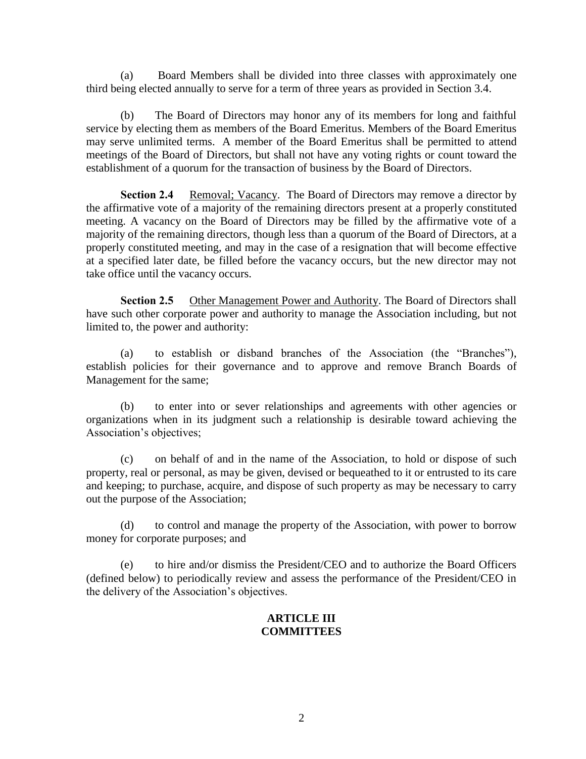(a) Board Members shall be divided into three classes with approximately one third being elected annually to serve for a term of three years as provided in Section 3.4.

(b) The Board of Directors may honor any of its members for long and faithful service by electing them as members of the Board Emeritus. Members of the Board Emeritus may serve unlimited terms. A member of the Board Emeritus shall be permitted to attend meetings of the Board of Directors, but shall not have any voting rights or count toward the establishment of a quorum for the transaction of business by the Board of Directors.

**Section 2.4** Removal; Vacancy. The Board of Directors may remove a director by the affirmative vote of a majority of the remaining directors present at a properly constituted meeting. A vacancy on the Board of Directors may be filled by the affirmative vote of a majority of the remaining directors, though less than a quorum of the Board of Directors, at a properly constituted meeting, and may in the case of a resignation that will become effective at a specified later date, be filled before the vacancy occurs, but the new director may not take office until the vacancy occurs.

**Section 2.5** Other Management Power and Authority. The Board of Directors shall have such other corporate power and authority to manage the Association including, but not limited to, the power and authority:

(a) to establish or disband branches of the Association (the "Branches"), establish policies for their governance and to approve and remove Branch Boards of Management for the same;

(b) to enter into or sever relationships and agreements with other agencies or organizations when in its judgment such a relationship is desirable toward achieving the Association's objectives;

(c) on behalf of and in the name of the Association, to hold or dispose of such property, real or personal, as may be given, devised or bequeathed to it or entrusted to its care and keeping; to purchase, acquire, and dispose of such property as may be necessary to carry out the purpose of the Association;

(d) to control and manage the property of the Association, with power to borrow money for corporate purposes; and

(e) to hire and/or dismiss the President/CEO and to authorize the Board Officers (defined below) to periodically review and assess the performance of the President/CEO in the delivery of the Association's objectives.

## ARTICLE III
## COMMITTEES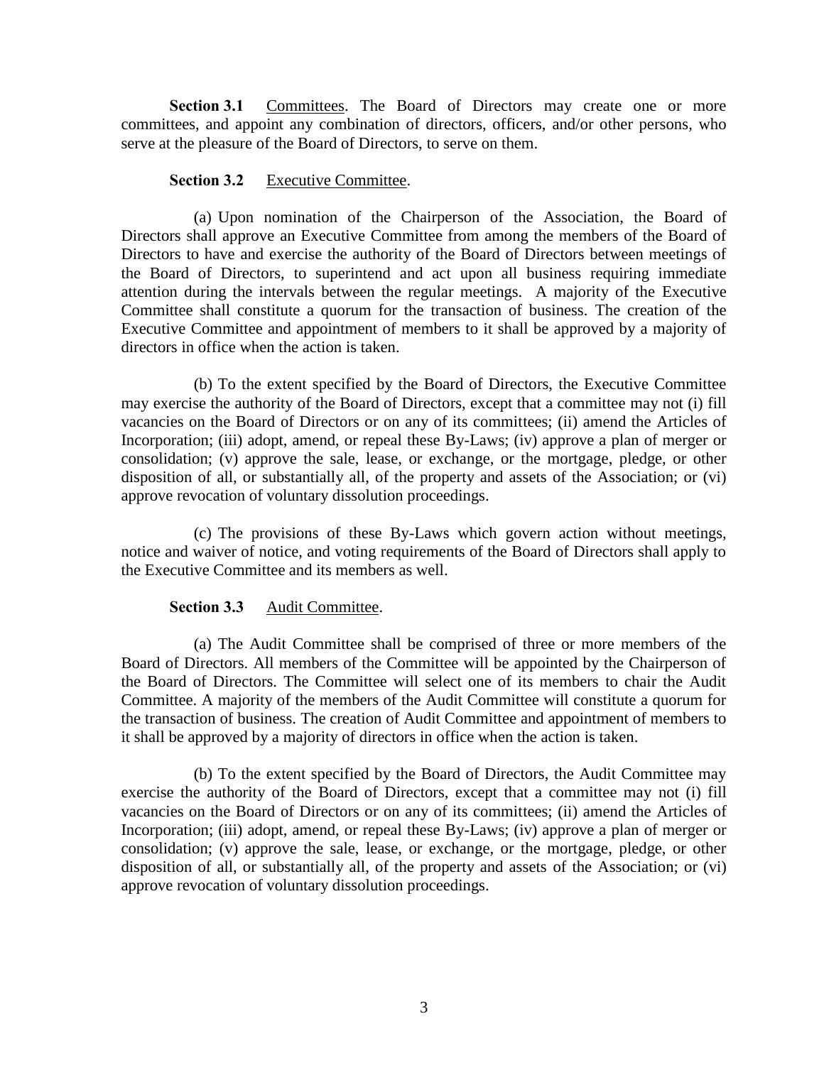**Section 3.1** Committees. The Board of Directors may create one or more committees, and appoint any combination of directors, officers, and/or other persons, who serve at the pleasure of the Board of Directors, to serve on them.

**Section 3.2** Executive Committee.

(a) Upon nomination of the Chairperson of the Association, the Board of Directors shall approve an Executive Committee from among the members of the Board of Directors to have and exercise the authority of the Board of Directors between meetings of the Board of Directors, to superintend and act upon all business requiring immediate attention during the intervals between the regular meetings. A majority of the Executive Committee shall constitute a quorum for the transaction of business. The creation of the Executive Committee and appointment of members to it shall be approved by a majority of directors in office when the action is taken.

(b) To the extent specified by the Board of Directors, the Executive Committee may exercise the authority of the Board of Directors, except that a committee may not (i) fill vacancies on the Board of Directors or on any of its committees; (ii) amend the Articles of Incorporation; (iii) adopt, amend, or repeal these By-Laws; (iv) approve a plan of merger or consolidation; (v) approve the sale, lease, or exchange, or the mortgage, pledge, or other disposition of all, or substantially all, of the property and assets of the Association; or (vi) approve revocation of voluntary dissolution proceedings.

(c) The provisions of these By-Laws which govern action without meetings, notice and waiver of notice, and voting requirements of the Board of Directors shall apply to the Executive Committee and its members as well.

**Section 3.3** Audit Committee.

(a) The Audit Committee shall be comprised of three or more members of the Board of Directors. All members of the Committee will be appointed by the Chairperson of the Board of Directors. The Committee will select one of its members to chair the Audit Committee. A majority of the members of the Audit Committee will constitute a quorum for the transaction of business. The creation of Audit Committee and appointment of members to it shall be approved by a majority of directors in office when the action is taken.

(b) To the extent specified by the Board of Directors, the Audit Committee may exercise the authority of the Board of Directors, except that a committee may not (i) fill vacancies on the Board of Directors or on any of its committees; (ii) amend the Articles of Incorporation; (iii) adopt, amend, or repeal these By-Laws; (iv) approve a plan of merger or consolidation; (v) approve the sale, lease, or exchange, or the mortgage, pledge, or other disposition of all, or substantially all, of the property and assets of the Association; or (vi) approve revocation of voluntary dissolution proceedings.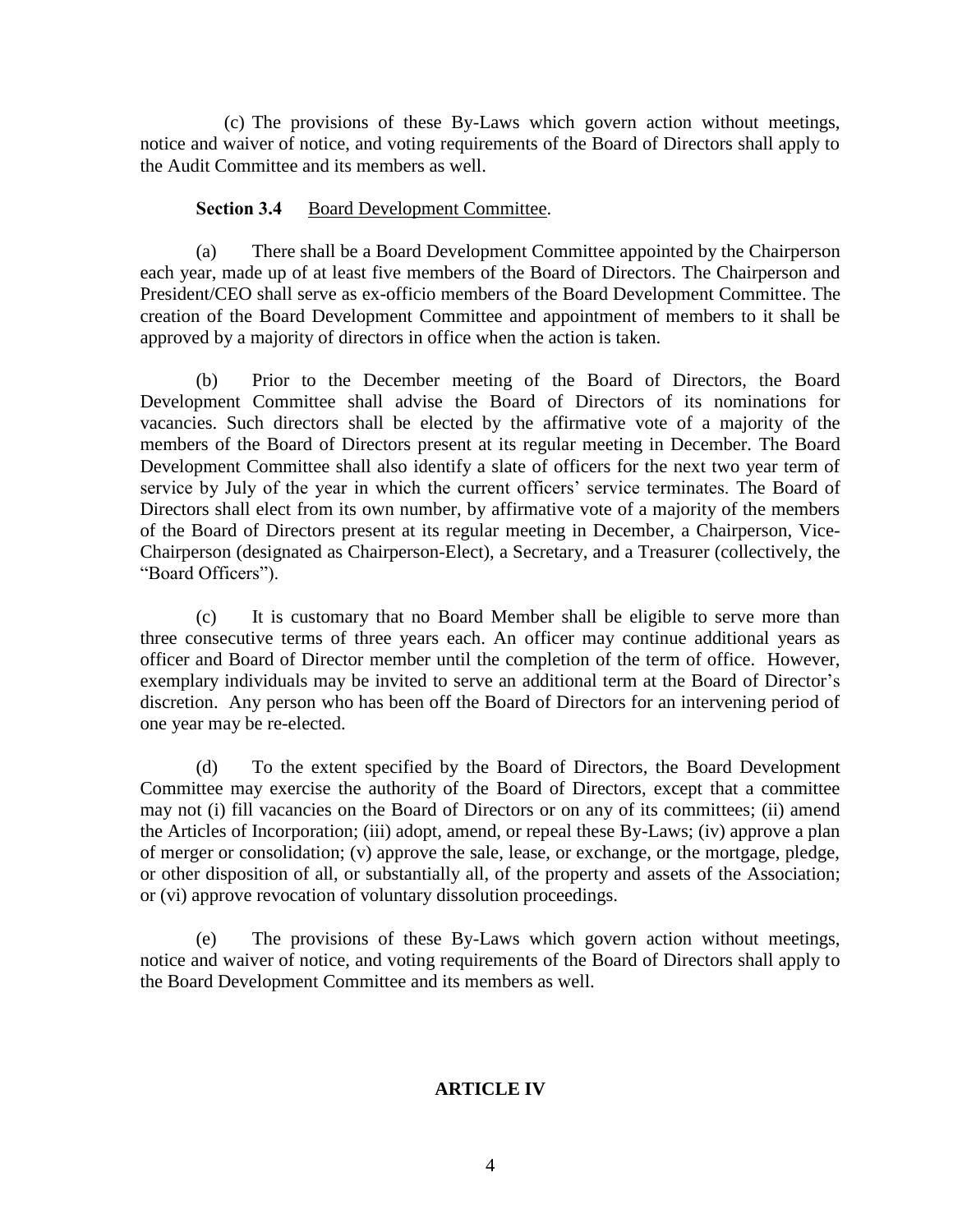(c) The provisions of these By-Laws which govern action without meetings, notice and waiver of notice, and voting requirements of the Board of Directors shall apply to the Audit Committee and its members as well.

**Section 3.4** Board Development Committee.

(a) There shall be a Board Development Committee appointed by the Chairperson each year, made up of at least five members of the Board of Directors. The Chairperson and President/CEO shall serve as ex-officio members of the Board Development Committee. The creation of the Board Development Committee and appointment of members to it shall be approved by a majority of directors in office when the action is taken.

(b) Prior to the December meeting of the Board of Directors, the Board Development Committee shall advise the Board of Directors of its nominations for vacancies. Such directors shall be elected by the affirmative vote of a majority of the members of the Board of Directors present at its regular meeting in December. The Board Development Committee shall also identify a slate of officers for the next two year term of service by July of the year in which the current officers' service terminates. The Board of Directors shall elect from its own number, by affirmative vote of a majority of the members of the Board of Directors present at its regular meeting in December, a Chairperson, Vice-Chairperson (designated as Chairperson-Elect), a Secretary, and a Treasurer (collectively, the "Board Officers").

(c) It is customary that no Board Member shall be eligible to serve more than three consecutive terms of three years each. An officer may continue additional years as officer and Board of Director member until the completion of the term of office. However, exemplary individuals may be invited to serve an additional term at the Board of Director's discretion. Any person who has been off the Board of Directors for an intervening period of one year may be re-elected.

(d) To the extent specified by the Board of Directors, the Board Development Committee may exercise the authority of the Board of Directors, except that a committee may not (i) fill vacancies on the Board of Directors or on any of its committees; (ii) amend the Articles of Incorporation; (iii) adopt, amend, or repeal these By-Laws; (iv) approve a plan of merger or consolidation; (v) approve the sale, lease, or exchange, or the mortgage, pledge, or other disposition of all, or substantially all, of the property and assets of the Association; or (vi) approve revocation of voluntary dissolution proceedings.

(e) The provisions of these By-Laws which govern action without meetings, notice and waiver of notice, and voting requirements of the Board of Directors shall apply to the Board Development Committee and its members as well.

## ARTICLE IV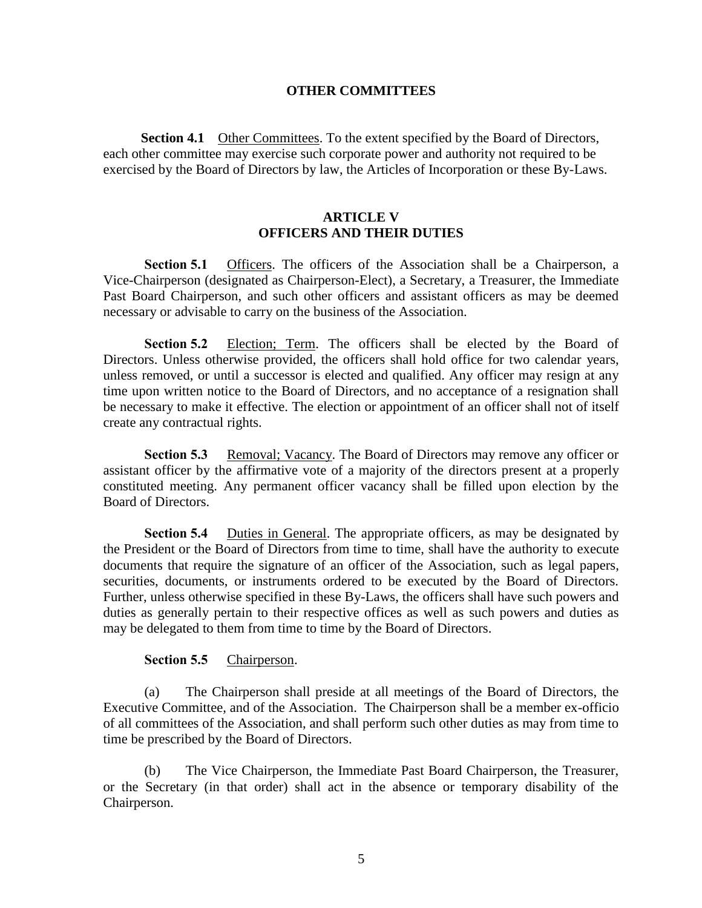## OTHER COMMITTEES

**Section 4.1** Other Committees. To the extent specified by the Board of Directors, each other committee may exercise such corporate power and authority not required to be exercised by the Board of Directors by law, the Articles of Incorporation or these By-Laws.

## ARTICLE V
## OFFICERS AND THEIR DUTIES

**Section 5.1** Officers. The officers of the Association shall be a Chairperson, a Vice-Chairperson (designated as Chairperson-Elect), a Secretary, a Treasurer, the Immediate Past Board Chairperson, and such other officers and assistant officers as may be deemed necessary or advisable to carry on the business of the Association.

**Section 5.2** Election; Term. The officers shall be elected by the Board of Directors. Unless otherwise provided, the officers shall hold office for two calendar years, unless removed, or until a successor is elected and qualified. Any officer may resign at any time upon written notice to the Board of Directors, and no acceptance of a resignation shall be necessary to make it effective. The election or appointment of an officer shall not of itself create any contractual rights.

**Section 5.3** Removal; Vacancy. The Board of Directors may remove any officer or assistant officer by the affirmative vote of a majority of the directors present at a properly constituted meeting. Any permanent officer vacancy shall be filled upon election by the Board of Directors.

**Section 5.4** Duties in General. The appropriate officers, as may be designated by the President or the Board of Directors from time to time, shall have the authority to execute documents that require the signature of an officer of the Association, such as legal papers, securities, documents, or instruments ordered to be executed by the Board of Directors. Further, unless otherwise specified in these By-Laws, the officers shall have such powers and duties as generally pertain to their respective offices as well as such powers and duties as may be delegated to them from time to time by the Board of Directors.

**Section 5.5** Chairperson.

(a) The Chairperson shall preside at all meetings of the Board of Directors, the Executive Committee, and of the Association. The Chairperson shall be a member ex-officio of all committees of the Association, and shall perform such other duties as may from time to time be prescribed by the Board of Directors.

(b) The Vice Chairperson, the Immediate Past Board Chairperson, the Treasurer, or the Secretary (in that order) shall act in the absence or temporary disability of the Chairperson.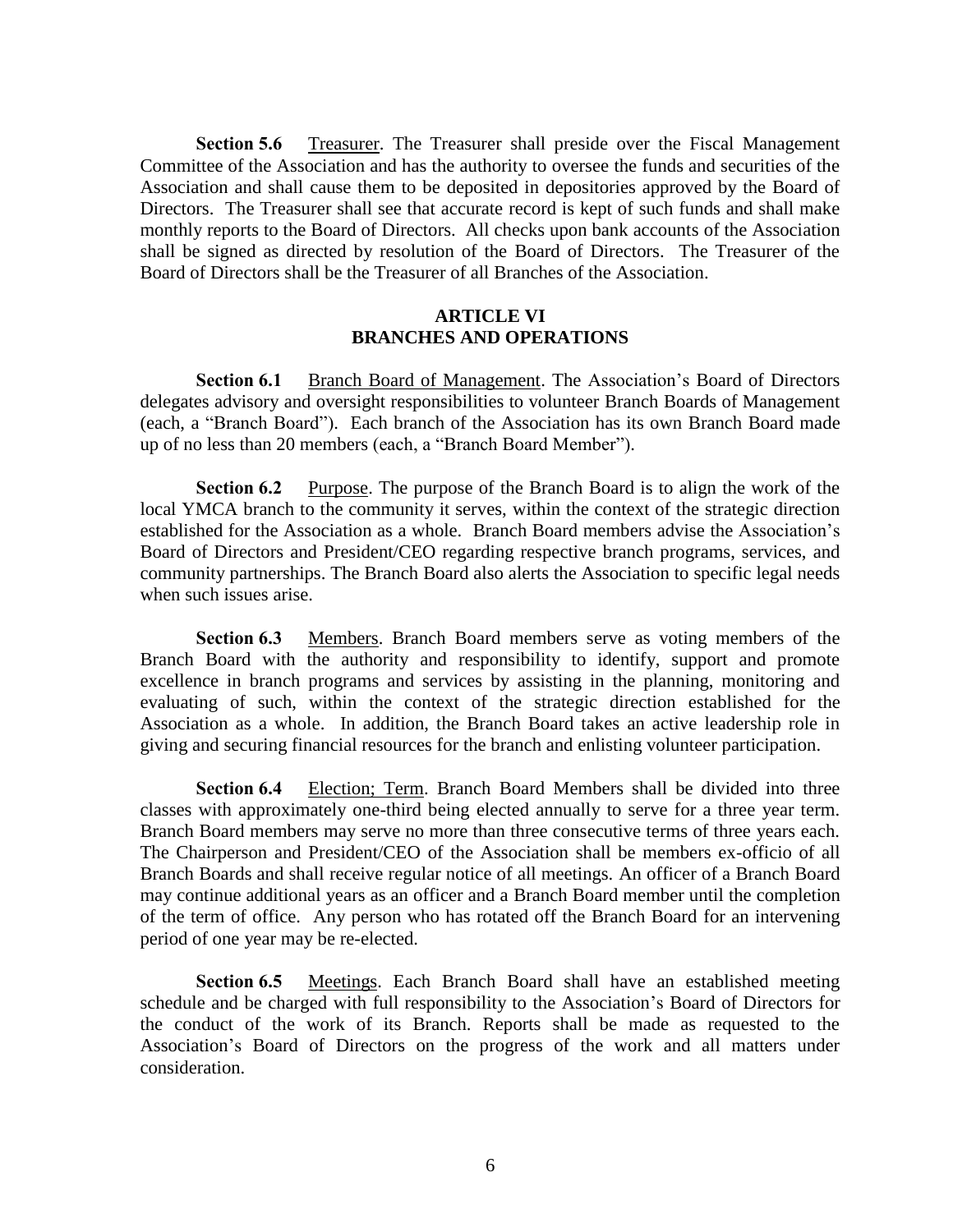**Section 5.6** Treasurer. The Treasurer shall preside over the Fiscal Management Committee of the Association and has the authority to oversee the funds and securities of the Association and shall cause them to be deposited in depositories approved by the Board of Directors. The Treasurer shall see that accurate record is kept of such funds and shall make monthly reports to the Board of Directors. All checks upon bank accounts of the Association shall be signed as directed by resolution of the Board of Directors. The Treasurer of the Board of Directors shall be the Treasurer of all Branches of the Association.

## ARTICLE VI
## BRANCHES AND OPERATIONS

**Section 6.1** Branch Board of Management. The Association's Board of Directors delegates advisory and oversight responsibilities to volunteer Branch Boards of Management (each, a "Branch Board"). Each branch of the Association has its own Branch Board made up of no less than 20 members (each, a "Branch Board Member").

**Section 6.2** Purpose. The purpose of the Branch Board is to align the work of the local YMCA branch to the community it serves, within the context of the strategic direction established for the Association as a whole. Branch Board members advise the Association's Board of Directors and President/CEO regarding respective branch programs, services, and community partnerships. The Branch Board also alerts the Association to specific legal needs when such issues arise.

**Section 6.3** Members. Branch Board members serve as voting members of the Branch Board with the authority and responsibility to identify, support and promote excellence in branch programs and services by assisting in the planning, monitoring and evaluating of such, within the context of the strategic direction established for the Association as a whole. In addition, the Branch Board takes an active leadership role in giving and securing financial resources for the branch and enlisting volunteer participation.

**Section 6.4** Election; Term. Branch Board Members shall be divided into three classes with approximately one-third being elected annually to serve for a three year term. Branch Board members may serve no more than three consecutive terms of three years each. The Chairperson and President/CEO of the Association shall be members ex-officio of all Branch Boards and shall receive regular notice of all meetings. An officer of a Branch Board may continue additional years as an officer and a Branch Board member until the completion of the term of office. Any person who has rotated off the Branch Board for an intervening period of one year may be re-elected.

**Section 6.5** Meetings. Each Branch Board shall have an established meeting schedule and be charged with full responsibility to the Association's Board of Directors for the conduct of the work of its Branch. Reports shall be made as requested to the Association's Board of Directors on the progress of the work and all matters under consideration.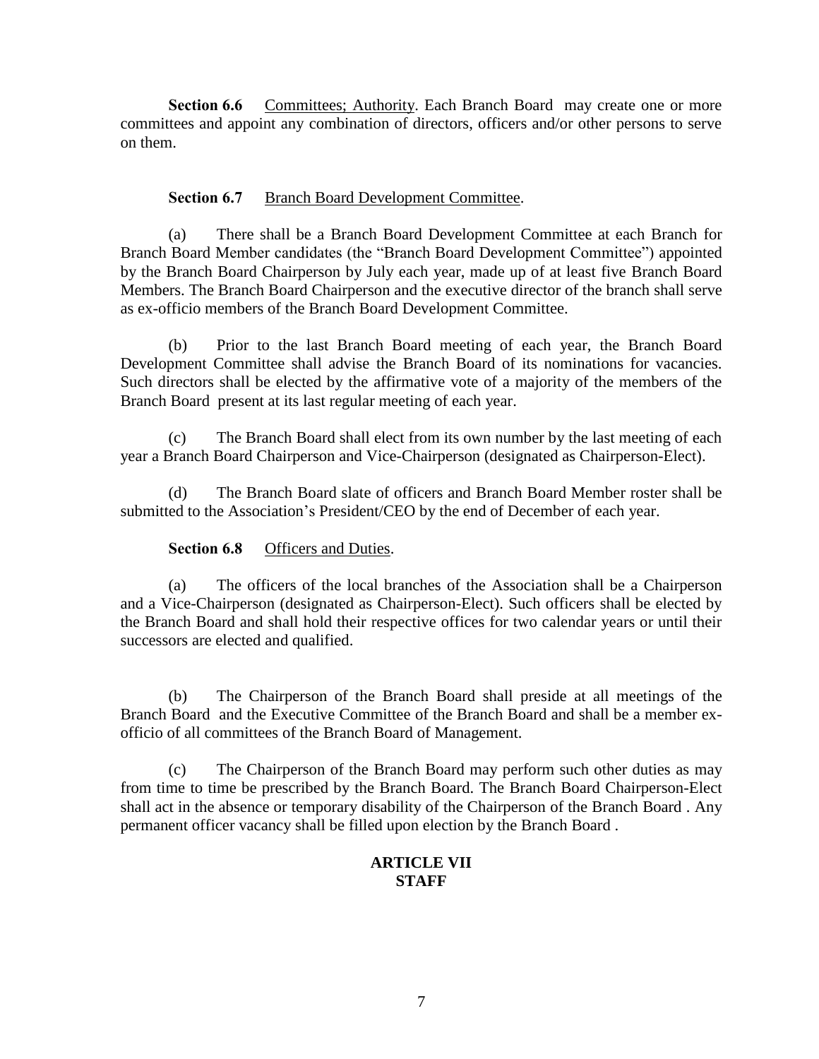**Section 6.6** Committees; Authority. Each Branch Board may create one or more committees and appoint any combination of directors, officers and/or other persons to serve on them.

**Section 6.7** Branch Board Development Committee.

(a) There shall be a Branch Board Development Committee at each Branch for Branch Board Member candidates (the "Branch Board Development Committee") appointed by the Branch Board Chairperson by July each year, made up of at least five Branch Board Members. The Branch Board Chairperson and the executive director of the branch shall serve as ex-officio members of the Branch Board Development Committee.

(b) Prior to the last Branch Board meeting of each year, the Branch Board Development Committee shall advise the Branch Board of its nominations for vacancies. Such directors shall be elected by the affirmative vote of a majority of the members of the Branch Board present at its last regular meeting of each year.

(c) The Branch Board shall elect from its own number by the last meeting of each year a Branch Board Chairperson and Vice-Chairperson (designated as Chairperson-Elect).

(d) The Branch Board slate of officers and Branch Board Member roster shall be submitted to the Association's President/CEO by the end of December of each year.

**Section 6.8** Officers and Duties.

(a) The officers of the local branches of the Association shall be a Chairperson and a Vice-Chairperson (designated as Chairperson-Elect). Such officers shall be elected by the Branch Board and shall hold their respective offices for two calendar years or until their successors are elected and qualified.

(b) The Chairperson of the Branch Board shall preside at all meetings of the Branch Board and the Executive Committee of the Branch Board and shall be a member ex-officio of all committees of the Branch Board of Management.

(c) The Chairperson of the Branch Board may perform such other duties as may from time to time be prescribed by the Branch Board. The Branch Board Chairperson-Elect shall act in the absence or temporary disability of the Chairperson of the Branch Board . Any permanent officer vacancy shall be filled upon election by the Branch Board .

## ARTICLE VII
## STAFF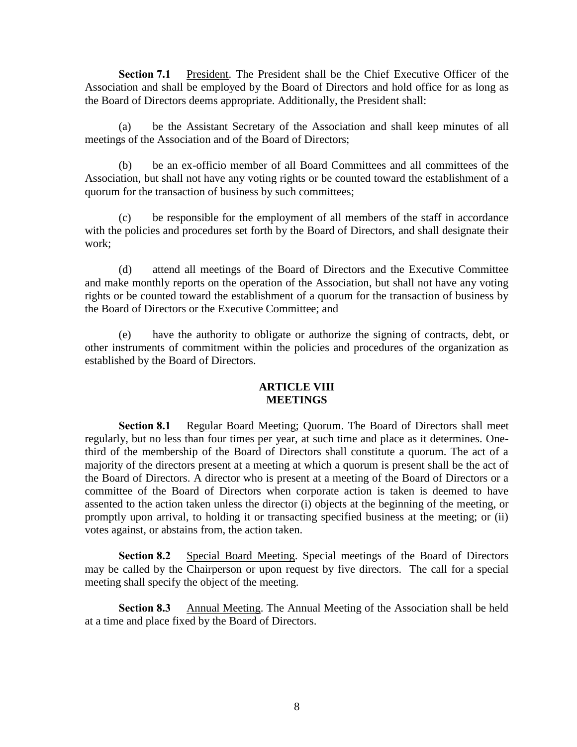**Section 7.1** President. The President shall be the Chief Executive Officer of the Association and shall be employed by the Board of Directors and hold office for as long as the Board of Directors deems appropriate. Additionally, the President shall:

(a) be the Assistant Secretary of the Association and shall keep minutes of all meetings of the Association and of the Board of Directors;

(b) be an ex-officio member of all Board Committees and all committees of the Association, but shall not have any voting rights or be counted toward the establishment of a quorum for the transaction of business by such committees;

(c) be responsible for the employment of all members of the staff in accordance with the policies and procedures set forth by the Board of Directors, and shall designate their work;

(d) attend all meetings of the Board of Directors and the Executive Committee and make monthly reports on the operation of the Association, but shall not have any voting rights or be counted toward the establishment of a quorum for the transaction of business by the Board of Directors or the Executive Committee; and

(e) have the authority to obligate or authorize the signing of contracts, debt, or other instruments of commitment within the policies and procedures of the organization as established by the Board of Directors.

## ARTICLE VIII
## MEETINGS

**Section 8.1** Regular Board Meeting; Quorum. The Board of Directors shall meet regularly, but no less than four times per year, at such time and place as it determines. One-third of the membership of the Board of Directors shall constitute a quorum. The act of a majority of the directors present at a meeting at which a quorum is present shall be the act of the Board of Directors. A director who is present at a meeting of the Board of Directors or a committee of the Board of Directors when corporate action is taken is deemed to have assented to the action taken unless the director (i) objects at the beginning of the meeting, or promptly upon arrival, to holding it or transacting specified business at the meeting; or (ii) votes against, or abstains from, the action taken.

**Section 8.2** Special Board Meeting. Special meetings of the Board of Directors may be called by the Chairperson or upon request by five directors. The call for a special meeting shall specify the object of the meeting.

**Section 8.3** Annual Meeting. The Annual Meeting of the Association shall be held at a time and place fixed by the Board of Directors.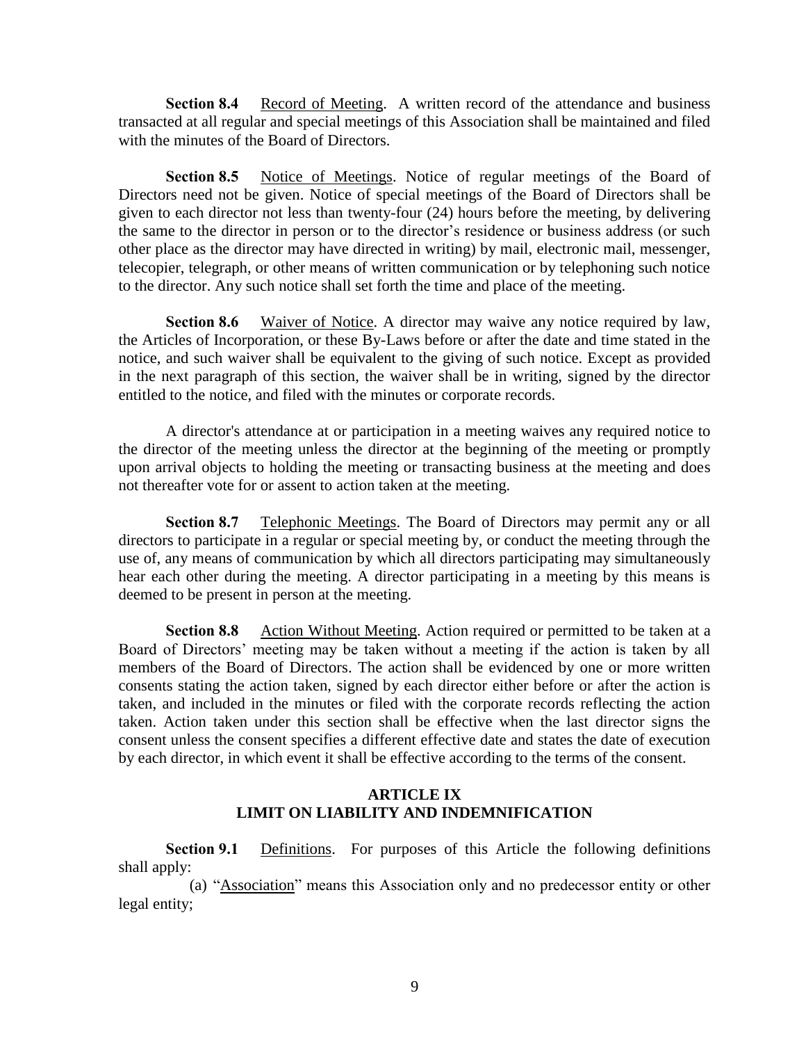**Section 8.4** Record of Meeting. A written record of the attendance and business transacted at all regular and special meetings of this Association shall be maintained and filed with the minutes of the Board of Directors.

**Section 8.5** Notice of Meetings. Notice of regular meetings of the Board of Directors need not be given. Notice of special meetings of the Board of Directors shall be given to each director not less than twenty-four (24) hours before the meeting, by delivering the same to the director in person or to the director's residence or business address (or such other place as the director may have directed in writing) by mail, electronic mail, messenger, telecopier, telegraph, or other means of written communication or by telephoning such notice to the director. Any such notice shall set forth the time and place of the meeting.

**Section 8.6** Waiver of Notice. A director may waive any notice required by law, the Articles of Incorporation, or these By-Laws before or after the date and time stated in the notice, and such waiver shall be equivalent to the giving of such notice. Except as provided in the next paragraph of this section, the waiver shall be in writing, signed by the director entitled to the notice, and filed with the minutes or corporate records.

A director's attendance at or participation in a meeting waives any required notice to the director of the meeting unless the director at the beginning of the meeting or promptly upon arrival objects to holding the meeting or transacting business at the meeting and does not thereafter vote for or assent to action taken at the meeting.

**Section 8.7** Telephonic Meetings. The Board of Directors may permit any or all directors to participate in a regular or special meeting by, or conduct the meeting through the use of, any means of communication by which all directors participating may simultaneously hear each other during the meeting. A director participating in a meeting by this means is deemed to be present in person at the meeting.

**Section 8.8** Action Without Meeting. Action required or permitted to be taken at a Board of Directors' meeting may be taken without a meeting if the action is taken by all members of the Board of Directors. The action shall be evidenced by one or more written consents stating the action taken, signed by each director either before or after the action is taken, and included in the minutes or filed with the corporate records reflecting the action taken. Action taken under this section shall be effective when the last director signs the consent unless the consent specifies a different effective date and states the date of execution by each director, in which event it shall be effective according to the terms of the consent.

## ARTICLE IX
## LIMIT ON LIABILITY AND INDEMNIFICATION

**Section 9.1** Definitions. For purposes of this Article the following definitions shall apply:

(a) "Association" means this Association only and no predecessor entity or other legal entity;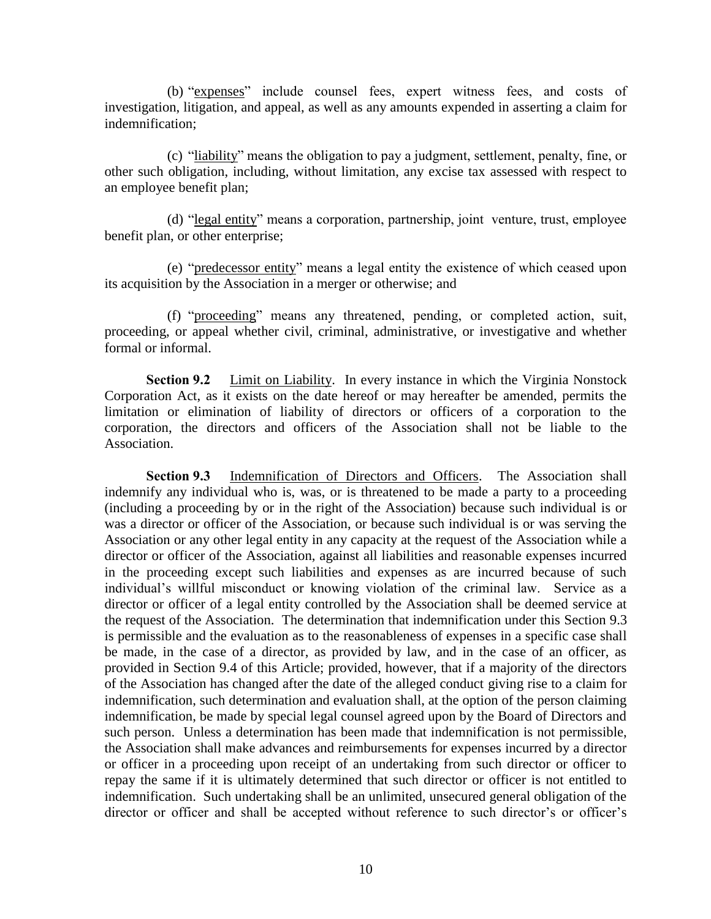(b) "expenses" include counsel fees, expert witness fees, and costs of investigation, litigation, and appeal, as well as any amounts expended in asserting a claim for indemnification;

(c) "liability" means the obligation to pay a judgment, settlement, penalty, fine, or other such obligation, including, without limitation, any excise tax assessed with respect to an employee benefit plan;

(d) "legal entity" means a corporation, partnership, joint venture, trust, employee benefit plan, or other enterprise;

(e) "predecessor entity" means a legal entity the existence of which ceased upon its acquisition by the Association in a merger or otherwise; and

(f) "proceeding" means any threatened, pending, or completed action, suit, proceeding, or appeal whether civil, criminal, administrative, or investigative and whether formal or informal.

**Section 9.2** Limit on Liability. In every instance in which the Virginia Nonstock Corporation Act, as it exists on the date hereof or may hereafter be amended, permits the limitation or elimination of liability of directors or officers of a corporation to the corporation, the directors and officers of the Association shall not be liable to the Association.

**Section 9.3** Indemnification of Directors and Officers. The Association shall indemnify any individual who is, was, or is threatened to be made a party to a proceeding (including a proceeding by or in the right of the Association) because such individual is or was a director or officer of the Association, or because such individual is or was serving the Association or any other legal entity in any capacity at the request of the Association while a director or officer of the Association, against all liabilities and reasonable expenses incurred in the proceeding except such liabilities and expenses as are incurred because of such individual's willful misconduct or knowing violation of the criminal law. Service as a director or officer of a legal entity controlled by the Association shall be deemed service at the request of the Association. The determination that indemnification under this Section 9.3 is permissible and the evaluation as to the reasonableness of expenses in a specific case shall be made, in the case of a director, as provided by law, and in the case of an officer, as provided in Section 9.4 of this Article; provided, however, that if a majority of the directors of the Association has changed after the date of the alleged conduct giving rise to a claim for indemnification, such determination and evaluation shall, at the option of the person claiming indemnification, be made by special legal counsel agreed upon by the Board of Directors and such person. Unless a determination has been made that indemnification is not permissible, the Association shall make advances and reimbursements for expenses incurred by a director or officer in a proceeding upon receipt of an undertaking from such director or officer to repay the same if it is ultimately determined that such director or officer is not entitled to indemnification. Such undertaking shall be an unlimited, unsecured general obligation of the director or officer and shall be accepted without reference to such director's or officer's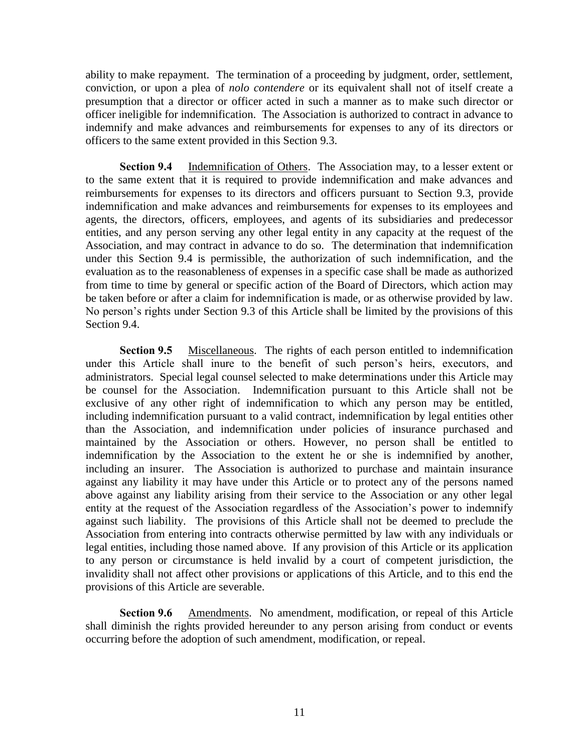ability to make repayment. The termination of a proceeding by judgment, order, settlement, conviction, or upon a plea of *nolo contendere* or its equivalent shall not of itself create a presumption that a director or officer acted in such a manner as to make such director or officer ineligible for indemnification. The Association is authorized to contract in advance to indemnify and make advances and reimbursements for expenses to any of its directors or officers to the same extent provided in this Section 9.3.

**Section 9.4** Indemnification of Others. The Association may, to a lesser extent or to the same extent that it is required to provide indemnification and make advances and reimbursements for expenses to its directors and officers pursuant to Section 9.3, provide indemnification and make advances and reimbursements for expenses to its employees and agents, the directors, officers, employees, and agents of its subsidiaries and predecessor entities, and any person serving any other legal entity in any capacity at the request of the Association, and may contract in advance to do so. The determination that indemnification under this Section 9.4 is permissible, the authorization of such indemnification, and the evaluation as to the reasonableness of expenses in a specific case shall be made as authorized from time to time by general or specific action of the Board of Directors, which action may be taken before or after a claim for indemnification is made, or as otherwise provided by law. No person's rights under Section 9.3 of this Article shall be limited by the provisions of this Section 9.4.

**Section 9.5** Miscellaneous. The rights of each person entitled to indemnification under this Article shall inure to the benefit of such person's heirs, executors, and administrators. Special legal counsel selected to make determinations under this Article may be counsel for the Association. Indemnification pursuant to this Article shall not be exclusive of any other right of indemnification to which any person may be entitled, including indemnification pursuant to a valid contract, indemnification by legal entities other than the Association, and indemnification under policies of insurance purchased and maintained by the Association or others. However, no person shall be entitled to indemnification by the Association to the extent he or she is indemnified by another, including an insurer. The Association is authorized to purchase and maintain insurance against any liability it may have under this Article or to protect any of the persons named above against any liability arising from their service to the Association or any other legal entity at the request of the Association regardless of the Association's power to indemnify against such liability. The provisions of this Article shall not be deemed to preclude the Association from entering into contracts otherwise permitted by law with any individuals or legal entities, including those named above. If any provision of this Article or its application to any person or circumstance is held invalid by a court of competent jurisdiction, the invalidity shall not affect other provisions or applications of this Article, and to this end the provisions of this Article are severable.

**Section 9.6** Amendments. No amendment, modification, or repeal of this Article shall diminish the rights provided hereunder to any person arising from conduct or events occurring before the adoption of such amendment, modification, or repeal.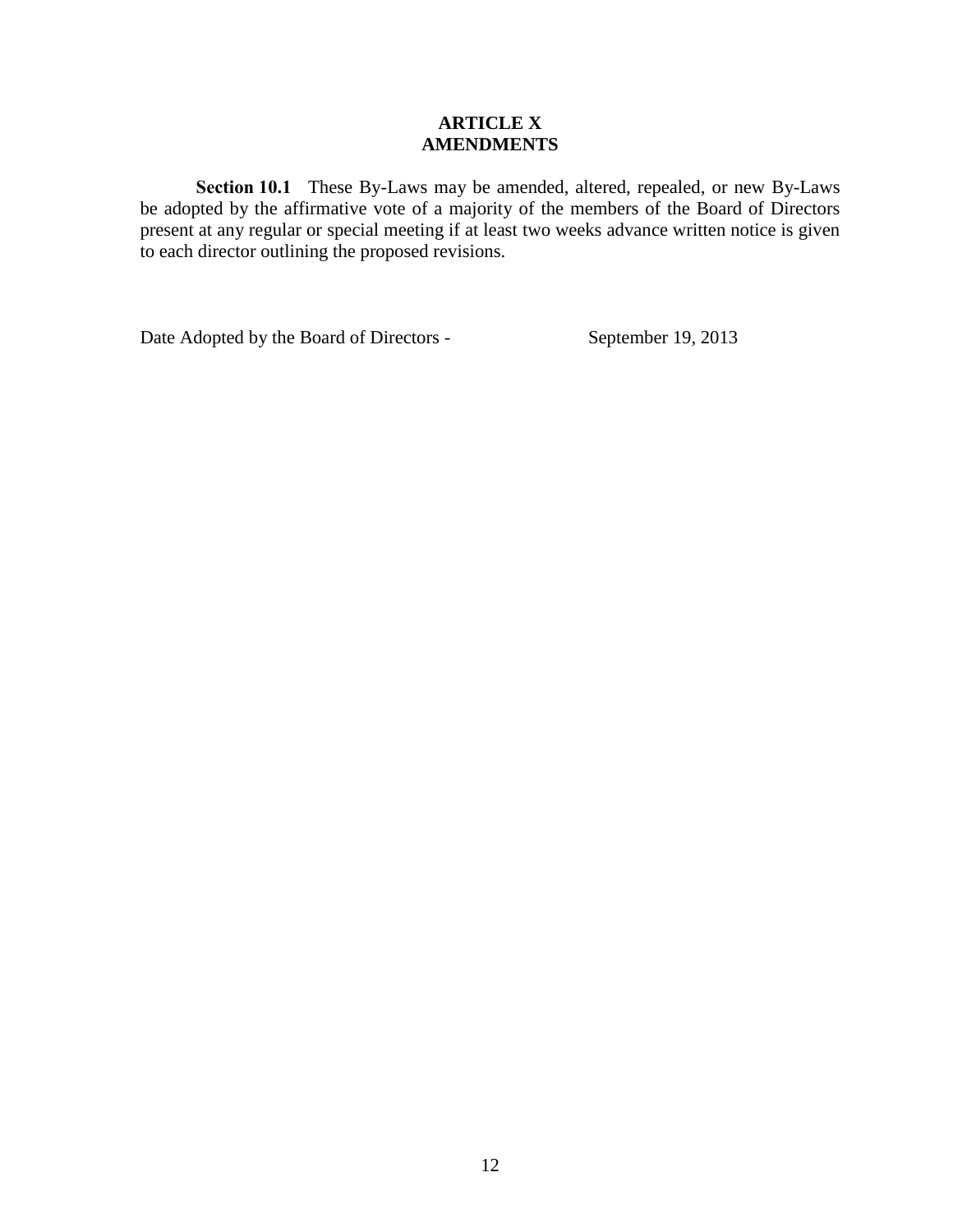## ARTICLE X
## AMENDMENTS

**Section 10.1** These By-Laws may be amended, altered, repealed, or new By-Laws be adopted by the affirmative vote of a majority of the members of the Board of Directors present at any regular or special meeting if at least two weeks advance written notice is given to each director outlining the proposed revisions.

Date Adopted by the Board of Directors - September 19, 2013